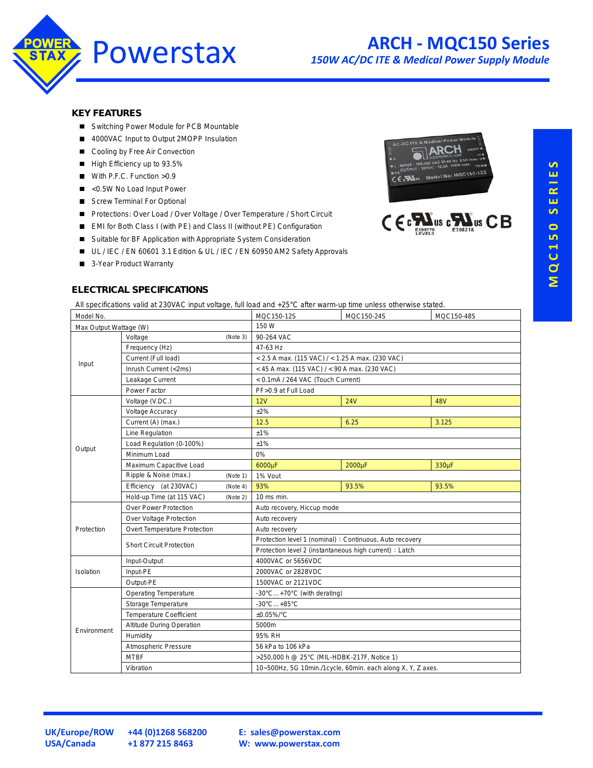# ARCH - MQC150 Series

*150W AC/DC ITE & Medical Power Supply Module*

## KEY FEATURES

- Switching Power Module for PCB Mountable
- 4000VAC Input to Output 2MOPP Insulation
- Cooling by Free Air Convection
- High Efficiency up to 93.5%
- With P.F.C. Function >0.9
- <0.5W No Load Input Power
- Screw Terminal For Optional
- Protections: Over Load / Over Voltage / Over Temperature / Short Circuit
- EMI for Both Class I (with PE) and Class II (without PE) Configuration
- Suitable for BF Application with Appropriate System Consideration
- UL / IEC / EN 60601 3.1 Edition & UL / IEC / EN 60950 AM2 Safety Approvals
- 3-Year Product Warranty

## ELECTRICAL SPECIFICATIONS

All specifications valid at 230VAC input voltage, full load and +25°C after warm-up time unless otherwise stated.

| Model No. | | MQC150-12S | MQC150-24S | MQC150-48S |
|---|---|---|---|---|
| Max Output Wattage (W) | | 150 W | | |
| Input | Voltage (Note 3) | 90-264 VAC | | |
| | Frequency (Hz) | 47-63 Hz | | |
| | Current (Full load) | < 2.5 A max. (115 VAC) / < 1.25 A max. (230 VAC) | | |
| | Inrush Current (<2ms) | < 45 A max. (115 VAC) / < 90 A max. (230 VAC) | | |
| | Leakage Current | < 0.1mA / 264 VAC (Touch Current) | | |
| | Power Factor | PF>0.9 at Full Load | | |
| Output | Voltage (V.DC.) | 12V | 24V | 48V |
| | Voltage Accuracy | ±2% | | |
| | Current (A) (max.) | 12.5 | 6.25 | 3.125 |
| | Line Regulation | ±1% | | |
| | Load Regulation (0-100%) | ±1% | | |
| | Minimum Load | 0% | | |
| | Maximum Capacitive Load | 6000μF | 2000μF | 330μF |
| | Ripple & Noise (max.) (Note 1) | 1% Vout | | |
| | Efficiency (at 230VAC) (Note 4) | 93% | 93.5% | 93.5% |
| | Hold-up Time (at 115 VAC) (Note 2) | 10 ms min. | | |
| Protection | Over Power Protection | Auto recovery, Hiccup mode | | |
| | Over Voltage Protection | Auto recovery | | |
| | Overt Temperature Protection | Auto recovery | | |
| | Short Circuit Protection | Protection level 1 (nominal) : Continuous, Auto recovery | | |
| | | Protection level 2 (instantaneous high current) : Latch | | |
| Isolation | Input-Output | 4000VAC or 5656VDC | | |
| | Input-PE | 2000VAC or 2828VDC | | |
| | Output-PE | 1500VAC or 2121VDC | | |
| Environment | Operating Temperature | -30°C ... +70°C (with derating) | | |
| | Storage Temperature | -30°C ... +85°C | | |
| | Temperature Coefficient | ±0.05%/°C | | |
| | Altitude During Operation | 5000m | | |
| | Humidity | 95% RH | | |
| | Atmospheric Pressure | 56 kPa to 106 kPa | | |
| | MTBF | >250,000 h @ 25°C (MIL-HDBK-217F, Notice 1) | | |
| | Vibration | 10~500Hz, 5G 10min./1cycle, 60min. each along X, Y, Z axes. | | |

UK/Europe/ROW +44 (0)1268 568200
USA/Canada +1 877 215 8463
E: sales@powerstax.com
W: www.powerstax.com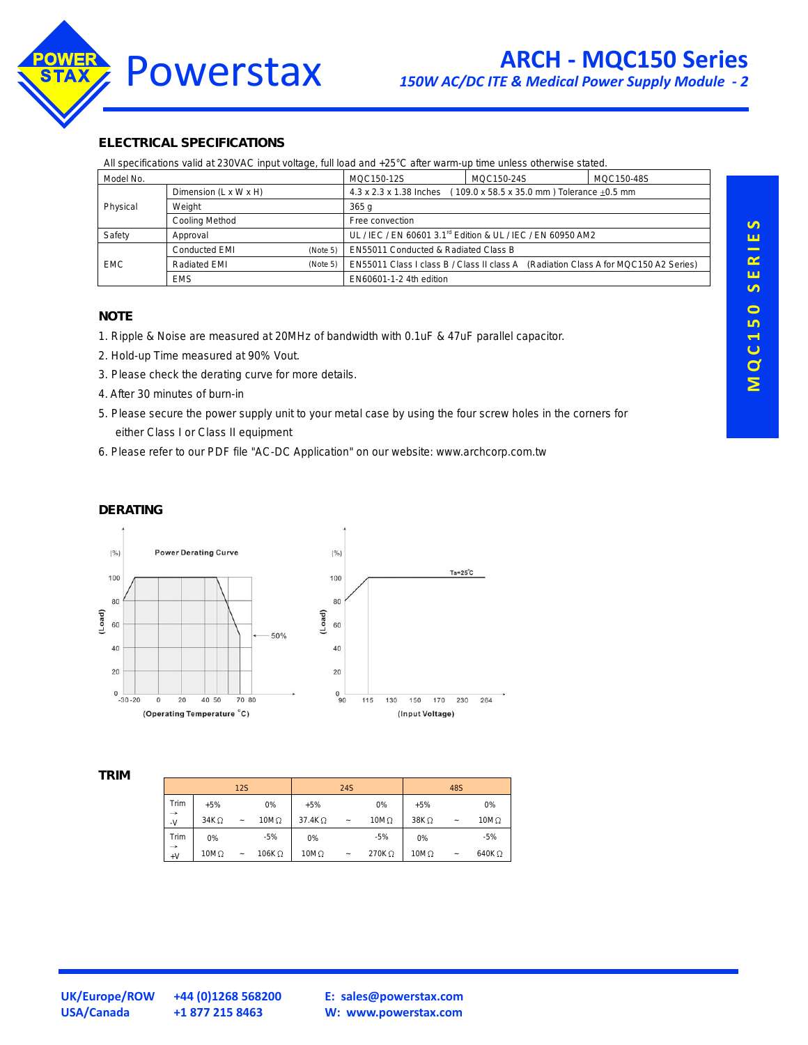## ELECTRICAL SPECIFICATIONS

All specifications valid at 230VAC input voltage, full load and +25°C after warm-up time unless otherwise stated.

| Model No. | | MQC150-12S | MQC150-24S | MQC150-48S |
|---|---|---|---|---|
| Physical | Dimension (L x W x H) | 4.3 x 2.3 x 1.38 Inches ( 109.0 x 58.5 x 35.0 mm ) Tolerance ±0.5 mm | | |
| | Weight | 365 g | | |
| | Cooling Method | Free convection | | |
| Safety | Approval | UL / IEC / EN 60601 3.1rd Edition & UL / IEC / EN 60950 AM2 | | |
| EMC | Conducted EMI (Note 5) | EN55011 Conducted & Radiated Class B | | |
| | Radiated EMI (Note 5) | EN55011 Class I class B / Class II class A (Radiation Class A for MQC150 A2 Series) | | |
| | EMS | EN60601-1-2 4th edition | | |

## NOTE

1. Ripple & Noise are measured at 20MHz of bandwidth with 0.1uF & 47uF parallel capacitor.
2. Hold-up Time measured at 90% Vout.
3. Please check the derating curve for more details.
4. After 30 minutes of burn-in
5. Please secure the power supply unit to your metal case by using the four screw holes in the corners for either Class I or Class II equipment
6. Please refer to our PDF file "AC-DC Application" on our website: www.archcorp.com.tw

## DERATING

Power Derating Curve

(Operating Temperature °C)

(Input Voltage)

## TRIM

| | 12S | | | 24S | | | 48S | | |
|---|---|---|---|---|---|---|---|---|---|
| Trim → -V | +5% | | 0% | +5% | | 0% | +5% | | 0% |
| | 34K Ω | ~ | 10M Ω | 37.4K Ω | ~ | 10M Ω | 38K Ω | ~ | 10M Ω |
| Trim → +V | 0% | | -5% | 0% | | -5% | 0% | | -5% |
| | 10M Ω | ~ | 106K Ω | 10M Ω | ~ | 270K Ω | 10M Ω | ~ | 640K Ω |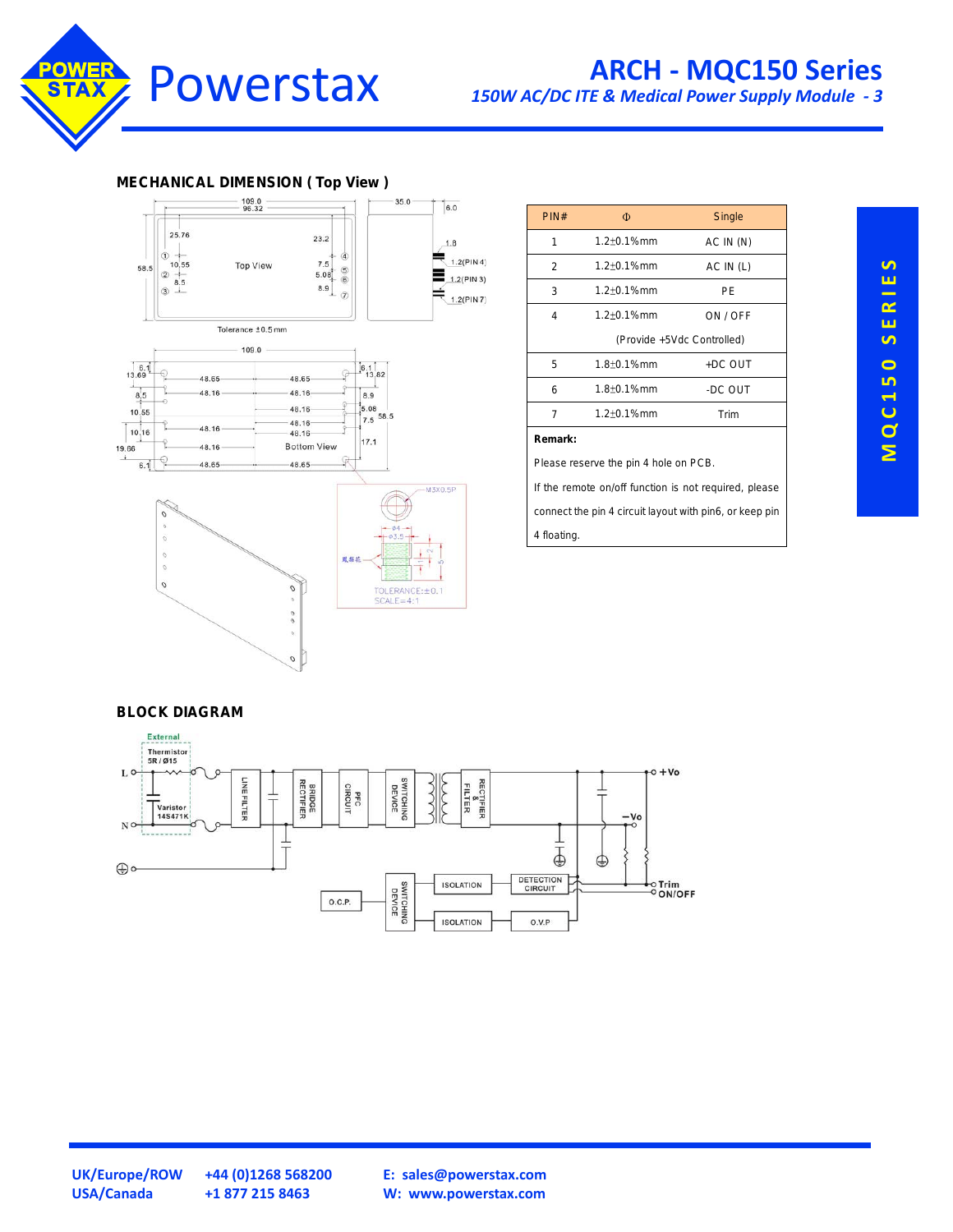## MECHANICAL DIMENSION ( Top View )

| PIN# | Φ | Single |
|---|---|---|
| 1 | 1.2±0.1%mm | AC IN (N) |
| 2 | 1.2±0.1%mm | AC IN (L) |
| 3 | 1.2±0.1%mm | PE |
| 4 | 1.2±0.1%mm | ON / OFF (Provide +5Vdc Controlled) |
| 5 | 1.8±0.1%mm | +DC OUT |
| 6 | 1.8±0.1%mm | -DC OUT |
| 7 | 1.2±0.1%mm | Trim |

**Remark:**

Please reserve the pin 4 hole on PCB.

If the remote on/off function is not required, please connect the pin 4 circuit layout with pin6, or keep pin 4 floating.

## BLOCK DIAGRAM

UK/Europe/ROW +44 (0)1268 568200
USA/Canada +1 877 215 8463
E: sales@powerstax.com
W: www.powerstax.com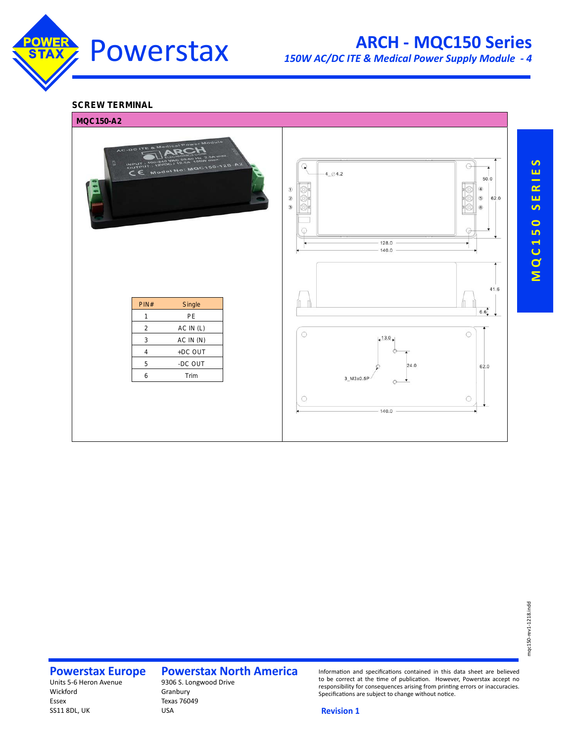## SCREW TERMINAL

### MQC150-A2

| PIN# | Single |
|---|---|
| 1 | PE |
| 2 | AC IN (L) |
| 3 | AC IN (N) |
| 4 | +DC OUT |
| 5 | -DC OUT |
| 6 | Trim |

4_∅4.2

50.0

62.0

128.0

140.0

41.6

6.6

13.0

24.0

3_M3x0.5P

62.0

140.0

**Powerstax Europe**
Units 5-6 Heron Avenue
Wickford
Essex
SS11 8DL, UK

**Powerstax North America**
9306 S. Longwood Drive
Granbury
Texas 76049
USA

Information and specifications contained in this data sheet are believed to be correct at the time of publication. However, Powerstax accept no responsibility for consequences arising from printing errors or inaccuracies. Specifications are subject to change without notice.

**Revision 1**